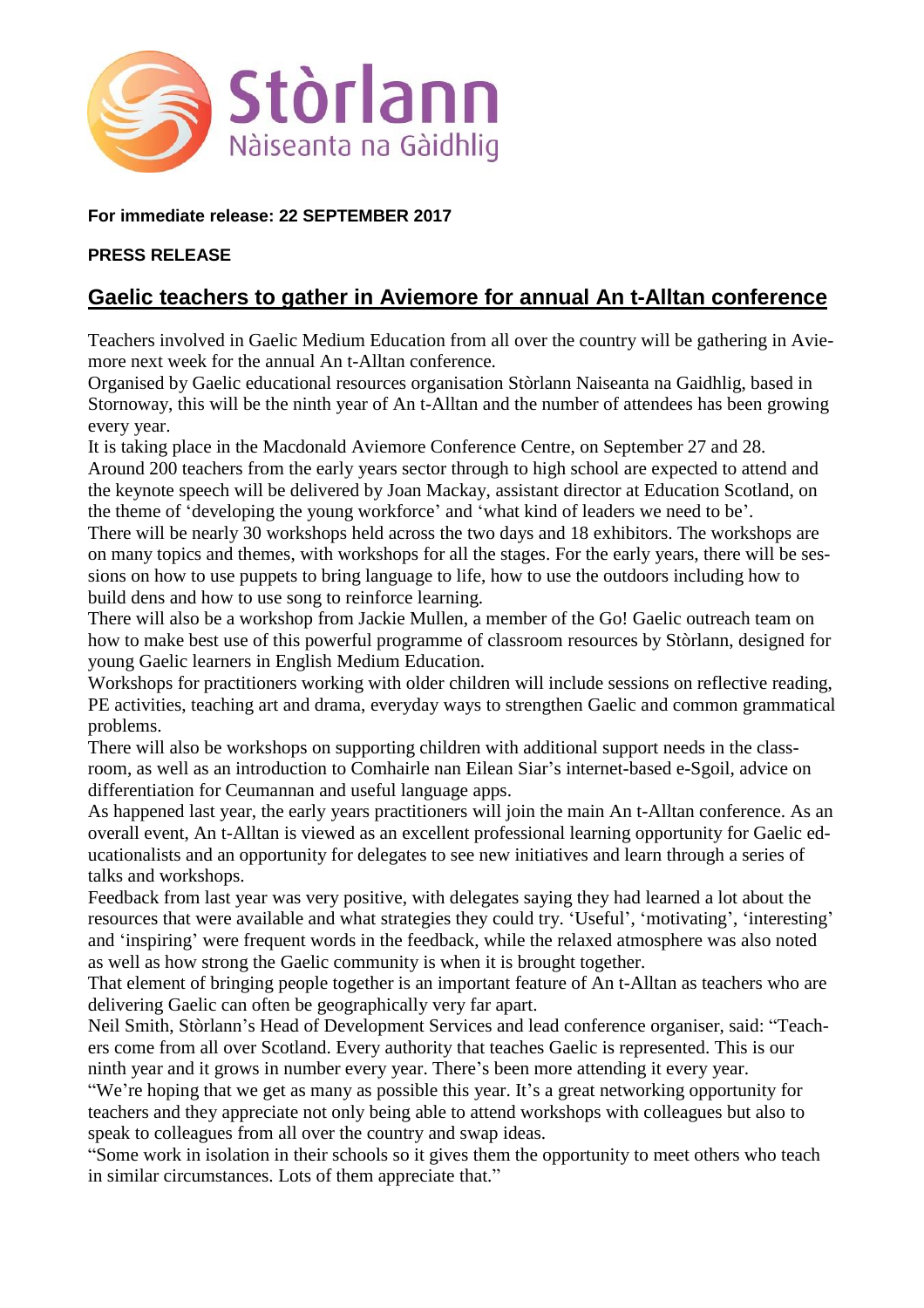Stòrlann
Nàiseanta na Gàidhlig

**For immediate release: 22 SEPTEMBER 2017**

**PRESS RELEASE**

# Gaelic teachers to gather in Aviemore for annual An t-Alltan conference

Teachers involved in Gaelic Medium Education from all over the country will be gathering in Aviemore next week for the annual An t-Alltan conference.

Organised by Gaelic educational resources organisation Stòrlann Naiseanta na Gaidhlig, based in Stornoway, this will be the ninth year of An t-Alltan and the number of attendees has been growing every year.

It is taking place in the Macdonald Aviemore Conference Centre, on September 27 and 28.

Around 200 teachers from the early years sector through to high school are expected to attend and the keynote speech will be delivered by Joan Mackay, assistant director at Education Scotland, on the theme of 'developing the young workforce' and 'what kind of leaders we need to be'.

There will be nearly 30 workshops held across the two days and 18 exhibitors. The workshops are on many topics and themes, with workshops for all the stages. For the early years, there will be sessions on how to use puppets to bring language to life, how to use the outdoors including how to build dens and how to use song to reinforce learning.

There will also be a workshop from Jackie Mullen, a member of the Go! Gaelic outreach team on how to make best use of this powerful programme of classroom resources by Stòrlann, designed for young Gaelic learners in English Medium Education.

Workshops for practitioners working with older children will include sessions on reflective reading, PE activities, teaching art and drama, everyday ways to strengthen Gaelic and common grammatical problems.

There will also be workshops on supporting children with additional support needs in the classroom, as well as an introduction to Comhairle nan Eilean Siar's internet-based e-Sgoil, advice on differentiation for Ceumannan and useful language apps.

As happened last year, the early years practitioners will join the main An t-Alltan conference. As an overall event, An t-Alltan is viewed as an excellent professional learning opportunity for Gaelic educationalists and an opportunity for delegates to see new initiatives and learn through a series of talks and workshops.

Feedback from last year was very positive, with delegates saying they had learned a lot about the resources that were available and what strategies they could try. 'Useful', 'motivating', 'interesting' and 'inspiring' were frequent words in the feedback, while the relaxed atmosphere was also noted as well as how strong the Gaelic community is when it is brought together.

That element of bringing people together is an important feature of An t-Alltan as teachers who are delivering Gaelic can often be geographically very far apart.

Neil Smith, Stòrlann's Head of Development Services and lead conference organiser, said: "Teachers come from all over Scotland. Every authority that teaches Gaelic is represented. This is our ninth year and it grows in number every year. There's been more attending it every year.

"We're hoping that we get as many as possible this year. It's a great networking opportunity for teachers and they appreciate not only being able to attend workshops with colleagues but also to speak to colleagues from all over the country and swap ideas.

"Some work in isolation in their schools so it gives them the opportunity to meet others who teach in similar circumstances. Lots of them appreciate that."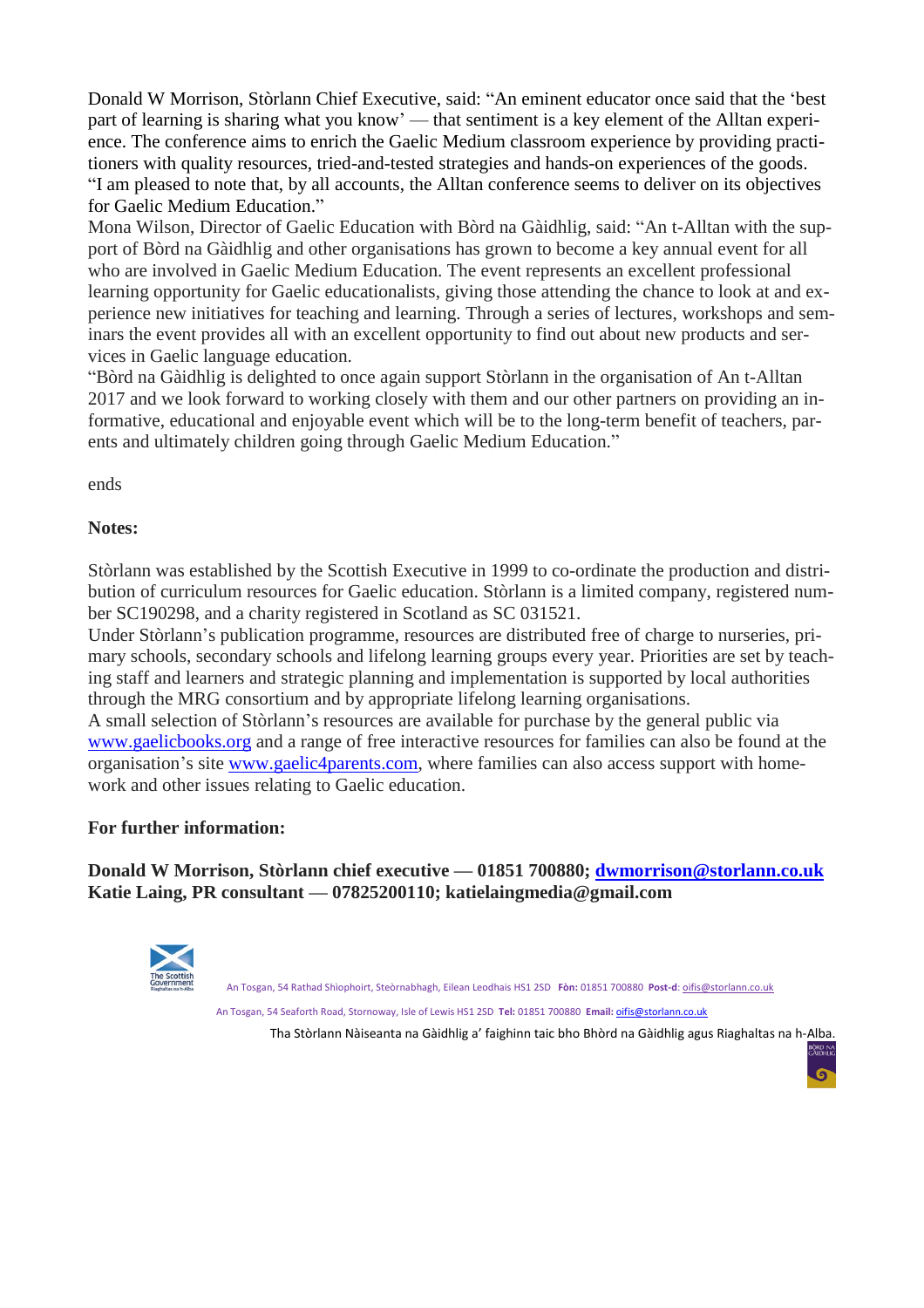Donald W Morrison, Stòrlann Chief Executive, said: "An eminent educator once said that the 'best part of learning is sharing what you know' — that sentiment is a key element of the Alltan experience. The conference aims to enrich the Gaelic Medium classroom experience by providing practitioners with quality resources, tried-and-tested strategies and hands-on experiences of the goods.

"I am pleased to note that, by all accounts, the Alltan conference seems to deliver on its objectives for Gaelic Medium Education."

Mona Wilson, Director of Gaelic Education with Bòrd na Gàidhlig, said: "An t-Alltan with the support of Bòrd na Gàidhlig and other organisations has grown to become a key annual event for all who are involved in Gaelic Medium Education. The event represents an excellent professional learning opportunity for Gaelic educationalists, giving those attending the chance to look at and experience new initiatives for teaching and learning. Through a series of lectures, workshops and seminars the event provides all with an excellent opportunity to find out about new products and services in Gaelic language education.

"Bòrd na Gàidhlig is delighted to once again support Stòrlann in the organisation of An t-Alltan 2017 and we look forward to working closely with them and our other partners on providing an informative, educational and enjoyable event which will be to the long-term benefit of teachers, parents and ultimately children going through Gaelic Medium Education."

ends

**Notes:**

Stòrlann was established by the Scottish Executive in 1999 to co-ordinate the production and distribution of curriculum resources for Gaelic education. Stòrlann is a limited company, registered number SC190298, and a charity registered in Scotland as SC 031521.

Under Stòrlann's publication programme, resources are distributed free of charge to nurseries, primary schools, secondary schools and lifelong learning groups every year. Priorities are set by teaching staff and learners and strategic planning and implementation is supported by local authorities through the MRG consortium and by appropriate lifelong learning organisations.

A small selection of Stòrlann's resources are available for purchase by the general public via www.gaelicbooks.org and a range of free interactive resources for families can also be found at the organisation's site www.gaelic4parents.com, where families can also access support with homework and other issues relating to Gaelic education.

**For further information:**

**Donald W Morrison, Stòrlann chief executive — 01851 700880; dwmorrison@storlann.co.uk**
**Katie Laing, PR consultant — 07825200110; katielaingmedia@gmail.com**

An Tosgan, 54 Rathad Shiophoirt, Steòrnabhagh, Eilean Leodhais HS1 2SD **Fòn:** 01851 700880 **Post-d**: oifis@storlann.co.uk

An Tosgan, 54 Seaforth Road, Stornoway, Isle of Lewis HS1 2SD **Tel:** 01851 700880 **Email:** oifis@storlann.co.uk

Tha Stòrlann Nàiseanta na Gàidhlig a' faighinn taic bho Bhòrd na Gàidhlig agus Riaghaltas na h-Alba.